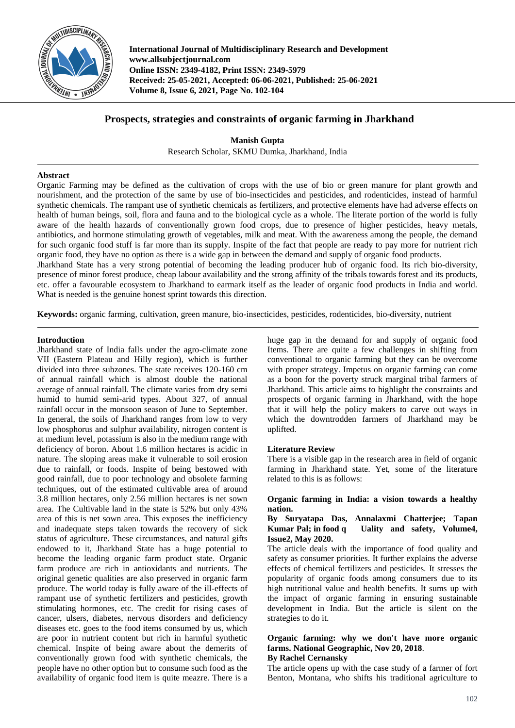# Prospects, strategies and constraints of organic farming in Jharkhand

**Manish Gupta**

Research Scholar, SKMU Dumka, Jharkhand, India

## Abstract

Organic Farming may be defined as the cultivation of crops with the use of bio or green manure for plant growth and nourishment, and the protection of the same by use of bio-insecticides and pesticides, and rodenticides, instead of harmful synthetic chemicals. The rampant use of synthetic chemicals as fertilizers, and protective elements have had adverse effects on health of human beings, soil, flora and fauna and to the biological cycle as a whole. The literate portion of the world is fully aware of the health hazards of conventionally grown food crops, due to presence of higher pesticides, heavy metals, antibiotics, and hormone stimulating growth of vegetables, milk and meat. With the awareness among the people, the demand for such organic food stuff is far more than its supply. Inspite of the fact that people are ready to pay more for nutrient rich organic food, they have no option as there is a wide gap in between the demand and supply of organic food products.

Jharkhand State has a very strong potential of becoming the leading producer hub of organic food. Its rich bio-diversity, presence of minor forest produce, cheap labour availability and the strong affinity of the tribals towards forest and its products, etc. offer a favourable ecosystem to Jharkhand to earmark itself as the leader of organic food products in India and world. What is needed is the genuine honest sprint towards this direction.

**Keywords:** organic farming, cultivation, green manure, bio-insecticides, pesticides, rodenticides, bio-diversity, nutrient

## Introduction

Jharkhand state of India falls under the agro-climate zone VII (Eastern Plateau and Hilly region), which is further divided into three subzones. The state receives 120-160 cm of annual rainfall which is almost double the national average of annual rainfall. The climate varies from dry semi humid to humid semi-arid types. About 327, of annual rainfall occur in the monsoon season of June to September. In general, the soils of Jharkhand ranges from low to very low phosphorus and sulphur availability, nitrogen content is at medium level, potassium is also in the medium range with deficiency of boron. About 1.6 million hectares is acidic in nature. The sloping areas make it vulnerable to soil erosion due to rainfall, or foods. Inspite of being bestowed with good rainfall, due to poor technology and obsolete farming techniques, out of the estimated cultivable area of around 3.8 million hectares, only 2.56 million hectares is net sown area. The Cultivable land in the state is 52% but only 43% area of this is net sown area. This exposes the inefficiency and inadequate steps taken towards the recovery of sick status of agriculture. These circumstances, and natural gifts endowed to it, Jharkhand State has a huge potential to become the leading organic farm product state. Organic farm produce are rich in antioxidants and nutrients. The original genetic qualities are also preserved in organic farm produce. The world today is fully aware of the ill-effects of rampant use of synthetic fertilizers and pesticides, growth stimulating hormones, etc. The credit for rising cases of cancer, ulsers, diabetes, nervous disorders and deficiency diseases etc. goes to the food items consumed by us, which are poor in nutrient content but rich in harmful synthetic chemical. Inspite of being aware about the demerits of conventionally grown food with synthetic chemicals, the people have no other option but to consume such food as the availability of organic food item is quite meazre. There is a huge gap in the demand for and supply of organic food Items. There are quite a few challenges in shifting from conventional to organic farming but they can be overcome with proper strategy. Impetus on organic farming can come as a boon for the poverty struck marginal tribal farmers of Jharkhand. This article aims to highlight the constraints and prospects of organic farming in Jharkhand, with the hope that it will help the policy makers to carve out ways in which the downtrodden farmers of Jharkhand may be uplifted.

## Literature Review

There is a visible gap in the research area in field of organic farming in Jharkhand state. Yet, some of the literature related to this is as follows:

**Organic farming in India: a vision towards a healthy nation.**

**By Suryatapa Das, Annalaxmi Chatterjee; Tapan Kumar Pal; in food q Uality and safety, Volume4, Issue2, May 2020.**

The article deals with the importance of food quality and safety as consumer priorities. It further explains the adverse effects of chemical fertilizers and pesticides. It stresses the popularity of organic foods among consumers due to its high nutritional value and health benefits. It sums up with the impact of organic farming in ensuring sustainable development in India. But the article is silent on the strategies to do it.

**Organic farming: why we don't have more organic farms. National Geographic, Nov 20, 2018.**

**By Rachel Cernansky**

The article opens up with the case study of a farmer of fort Benton, Montana, who shifts his traditional agriculture to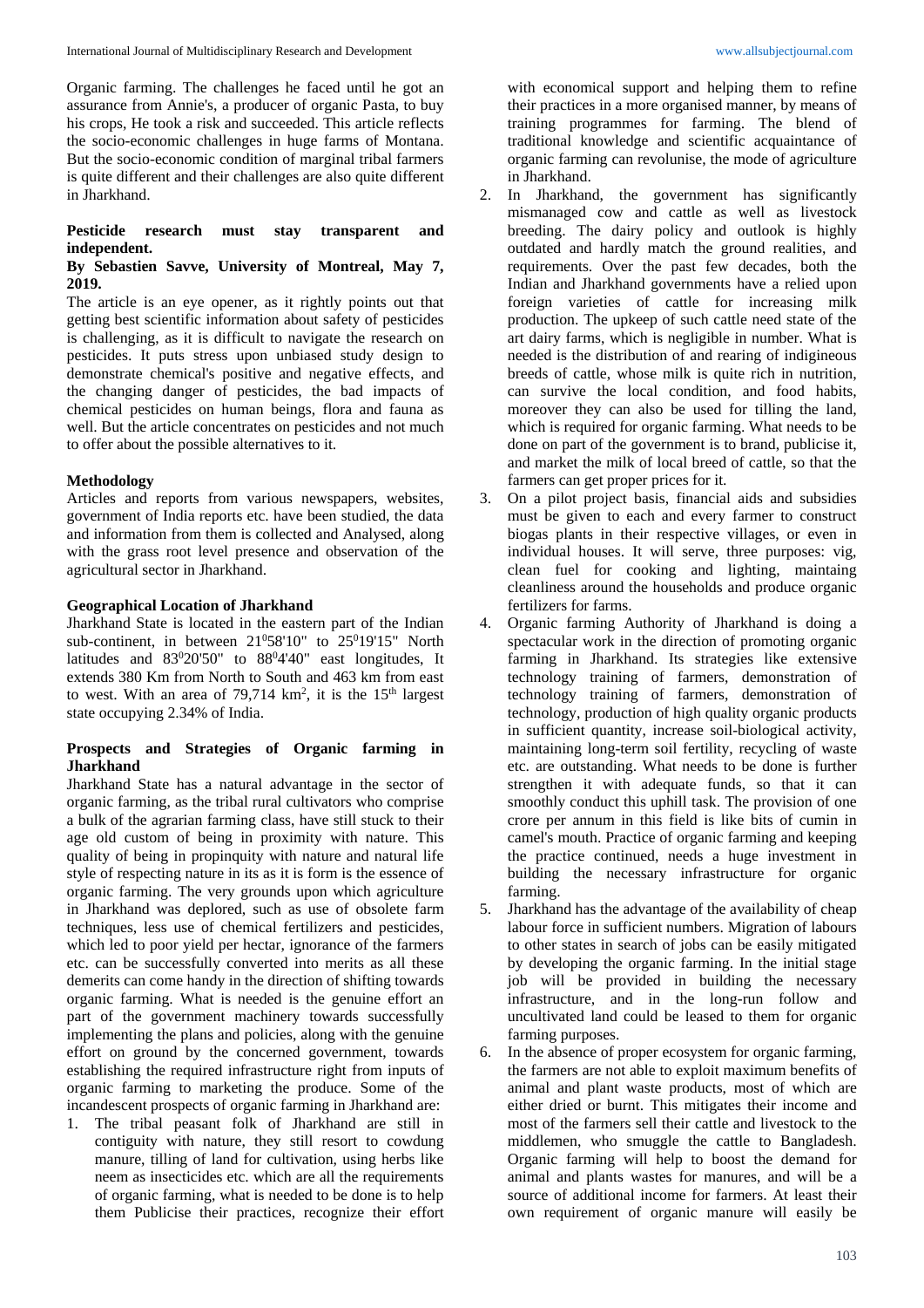Organic farming. The challenges he faced until he got an assurance from Annie's, a producer of organic Pasta, to buy his crops, He took a risk and succeeded. This article reflects the socio-economic challenges in huge farms of Montana. But the socio-economic condition of marginal tribal farmers is quite different and their challenges are also quite different in Jharkhand.

**Pesticide research must stay transparent and independent.**

**By Sebastien Savve, University of Montreal, May 7, 2019.**

The article is an eye opener, as it rightly points out that getting best scientific information about safety of pesticides is challenging, as it is difficult to navigate the research on pesticides. It puts stress upon unbiased study design to demonstrate chemical's positive and negative effects, and the changing danger of pesticides, the bad impacts of chemical pesticides on human beings, flora and fauna as well. But the article concentrates on pesticides and not much to offer about the possible alternatives to it.

### Methodology

Articles and reports from various newspapers, websites, government of India reports etc. have been studied, the data and information from them is collected and Analysed, along with the grass root level presence and observation of the agricultural sector in Jharkhand.

### Geographical Location of Jharkhand

Jharkhand State is located in the eastern part of the Indian sub-continent, in between $21^0 58'10''$ to $25^0 19'15''$ North latitudes and $83^0 20'50''$ to $88^0 4'40''$ east longitudes, It extends 380 Km from North to South and 463 km from east to west. With an area of 79,714 km$^2$, it is the 15$^{th}$ largest state occupying 2.34% of India.

### Prospects and Strategies of Organic farming in Jharkhand

Jharkhand State has a natural advantage in the sector of organic farming, as the tribal rural cultivators who comprise a bulk of the agrarian farming class, have still stuck to their age old custom of being in proximity with nature. This quality of being in propinquity with nature and natural life style of respecting nature in its as it is form is the essence of organic farming. The very grounds upon which agriculture in Jharkhand was deplored, such as use of obsolete farm techniques, less use of chemical fertilizers and pesticides, which led to poor yield per hectar, ignorance of the farmers etc. can be successfully converted into merits as all these demerits can come handy in the direction of shifting towards organic farming. What is needed is the genuine effort an part of the government machinery towards successfully implementing the plans and policies, along with the genuine effort on ground by the concerned government, towards establishing the required infrastructure right from inputs of organic farming to marketing the produce. Some of the incandescent prospects of organic farming in Jharkhand are:

1. The tribal peasant folk of Jharkhand are still in contiguity with nature, they still resort to cowdung manure, tilling of land for cultivation, using herbs like neem as insecticides etc. which are all the requirements of organic farming, what is needed to be done is to help them Publicise their practices, recognize their effort with economical support and helping them to refine their practices in a more organised manner, by means of training programmes for farming. The blend of traditional knowledge and scientific acquaintance of organic farming can revolunise, the mode of agriculture in Jharkhand.
2. In Jharkhand, the government has significantly mismanaged cow and cattle as well as livestock breeding. The dairy policy and outlook is highly outdated and hardly match the ground realities, and requirements. Over the past few decades, both the Indian and Jharkhand governments have a relied upon foreign varieties of cattle for increasing milk production. The upkeep of such cattle need state of the art dairy farms, which is negligible in number. What is needed is the distribution of and rearing of indigineous breeds of cattle, whose milk is quite rich in nutrition, can survive the local condition, and food habits, moreover they can also be used for tilling the land, which is required for organic farming. What needs to be done on part of the government is to brand, publicise it, and market the milk of local breed of cattle, so that the farmers can get proper prices for it.
3. On a pilot project basis, financial aids and subsidies must be given to each and every farmer to construct biogas plants in their respective villages, or even in individual houses. It will serve, three purposes: vig, clean fuel for cooking and lighting, maintaing cleanliness around the households and produce organic fertilizers for farms.
4. Organic farming Authority of Jharkhand is doing a spectacular work in the direction of promoting organic farming in Jharkhand. Its strategies like extensive technology training of farmers, demonstration of technology training of farmers, demonstration of technology, production of high quality organic products in sufficient quantity, increase soil-biological activity, maintaining long-term soil fertility, recycling of waste etc. are outstanding. What needs to be done is further strengthen it with adequate funds, so that it can smoothly conduct this uphill task. The provision of one crore per annum in this field is like bits of cumin in camel's mouth. Practice of organic farming and keeping the practice continued, needs a huge investment in building the necessary infrastructure for organic farming.
5. Jharkhand has the advantage of the availability of cheap labour force in sufficient numbers. Migration of labours to other states in search of jobs can be easily mitigated by developing the organic farming. In the initial stage job will be provided in building the necessary infrastructure, and in the long-run follow and uncultivated land could be leased to them for organic farming purposes.
6. In the absence of proper ecosystem for organic farming, the farmers are not able to exploit maximum benefits of animal and plant waste products, most of which are either dried or burnt. This mitigates their income and most of the farmers sell their cattle and livestock to the middlemen, who smuggle the cattle to Bangladesh. Organic farming will help to boost the demand for animal and plants wastes for manures, and will be a source of additional income for farmers. At least their own requirement of organic manure will easily be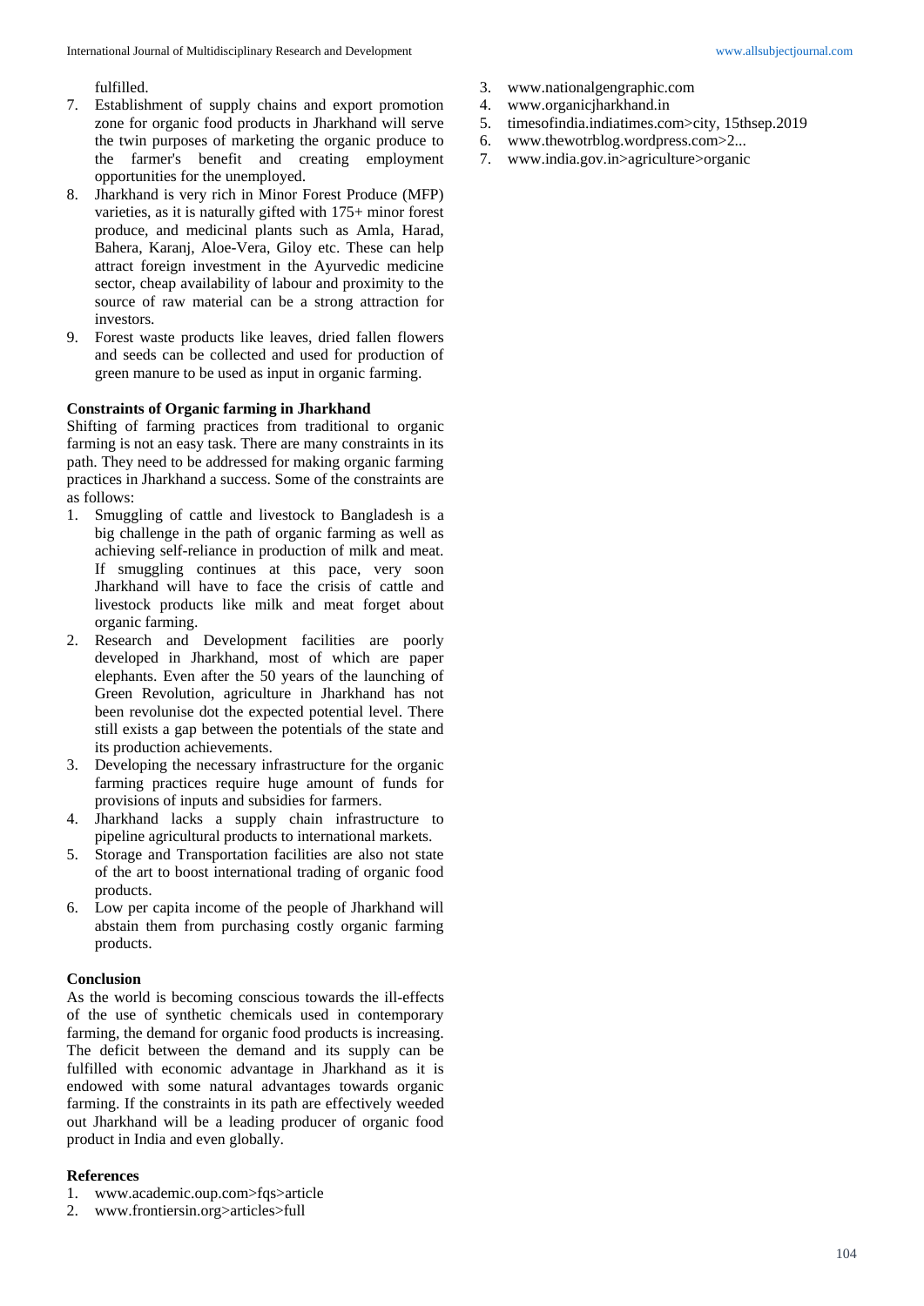fulfilled.

7. Establishment of supply chains and export promotion zone for organic food products in Jharkhand will serve the twin purposes of marketing the organic produce to the farmer's benefit and creating employment opportunities for the unemployed.
8. Jharkhand is very rich in Minor Forest Produce (MFP) varieties, as it is naturally gifted with 175+ minor forest produce, and medicinal plants such as Amla, Harad, Bahera, Karanj, Aloe-Vera, Giloy etc. These can help attract foreign investment in the Ayurvedic medicine sector, cheap availability of labour and proximity to the source of raw material can be a strong attraction for investors.
9. Forest waste products like leaves, dried fallen flowers and seeds can be collected and used for production of green manure to be used as input in organic farming.

**Constraints of Organic farming in Jharkhand**

Shifting of farming practices from traditional to organic farming is not an easy task. There are many constraints in its path. They need to be addressed for making organic farming practices in Jharkhand a success. Some of the constraints are as follows:

1. Smuggling of cattle and livestock to Bangladesh is a big challenge in the path of organic farming as well as achieving self-reliance in production of milk and meat. If smuggling continues at this pace, very soon Jharkhand will have to face the crisis of cattle and livestock products like milk and meat forget about organic farming.
2. Research and Development facilities are poorly developed in Jharkhand, most of which are paper elephants. Even after the 50 years of the launching of Green Revolution, agriculture in Jharkhand has not been revolunise dot the expected potential level. There still exists a gap between the potentials of the state and its production achievements.
3. Developing the necessary infrastructure for the organic farming practices require huge amount of funds for provisions of inputs and subsidies for farmers.
4. Jharkhand lacks a supply chain infrastructure to pipeline agricultural products to international markets.
5. Storage and Transportation facilities are also not state of the art to boost international trading of organic food products.
6. Low per capita income of the people of Jharkhand will abstain them from purchasing costly organic farming products.

**Conclusion**

As the world is becoming conscious towards the ill-effects of the use of synthetic chemicals used in contemporary farming, the demand for organic food products is increasing. The deficit between the demand and its supply can be fulfilled with economic advantage in Jharkhand as it is endowed with some natural advantages towards organic farming. If the constraints in its path are effectively weeded out Jharkhand will be a leading producer of organic food product in India and even globally.

**References**

1. www.academic.oup.com>fqs>article
2. www.frontiersin.org>articles>full
3. www.nationalgengraphic.com
4. www.organicjharkhand.in
5. timesofindia.indiatimes.com>city, 15thsep.2019
6. www.thewotrblog.wordpress.com>2...
7. www.india.gov.in>agriculture>organic